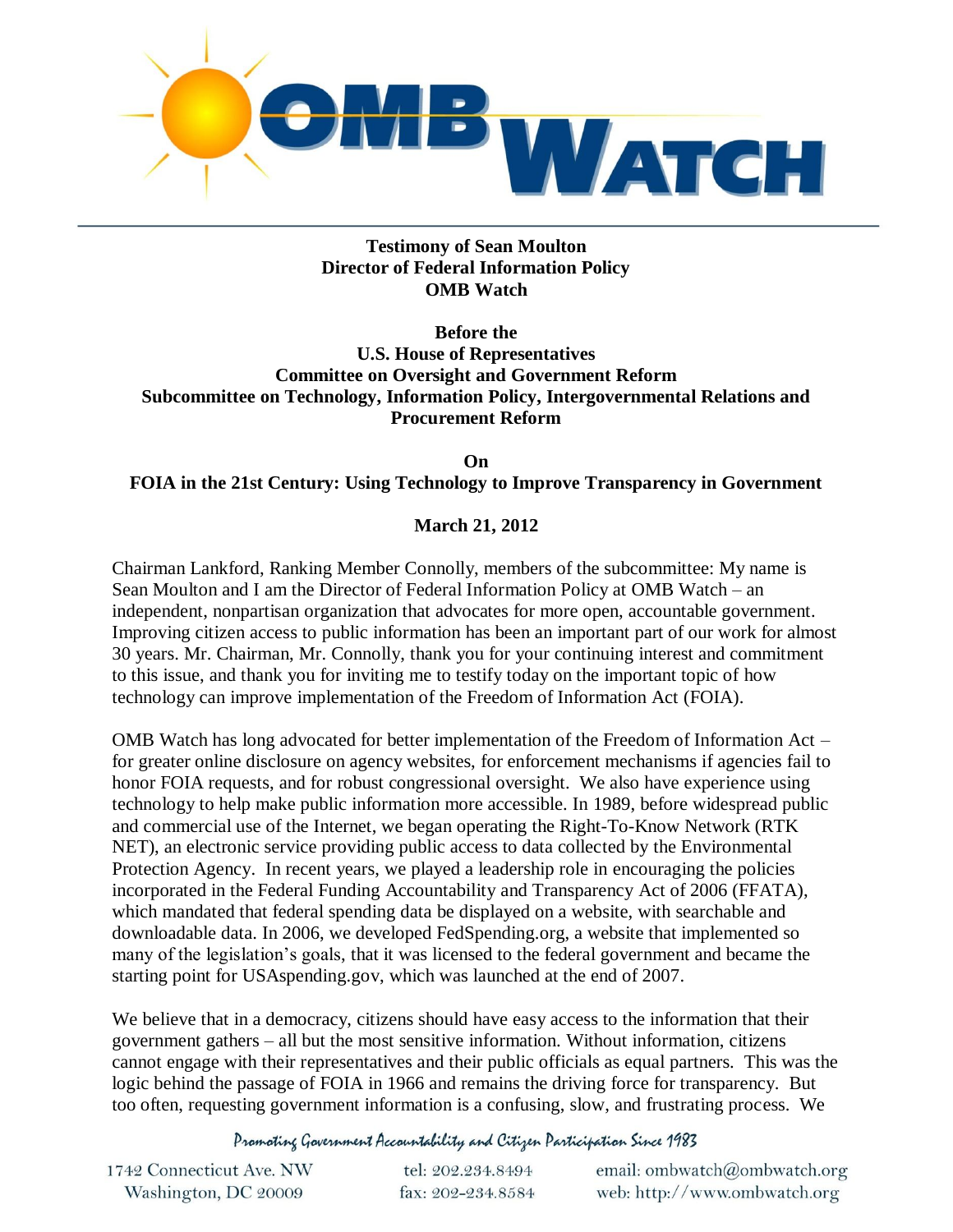**Testimony of Sean Moulton**
**Director of Federal Information Policy**
**OMB Watch**

**Before the**
**U.S. House of Representatives**
**Committee on Oversight and Government Reform**
**Subcommittee on Technology, Information Policy, Intergovernmental Relations and Procurement Reform**

**On**
**FOIA in the 21st Century: Using Technology to Improve Transparency in Government**

**March 21, 2012**

Chairman Lankford, Ranking Member Connolly, members of the subcommittee: My name is Sean Moulton and I am the Director of Federal Information Policy at OMB Watch – an independent, nonpartisan organization that advocates for more open, accountable government. Improving citizen access to public information has been an important part of our work for almost 30 years. Mr. Chairman, Mr. Connolly, thank you for your continuing interest and commitment to this issue, and thank you for inviting me to testify today on the important topic of how technology can improve implementation of the Freedom of Information Act (FOIA).

OMB Watch has long advocated for better implementation of the Freedom of Information Act – for greater online disclosure on agency websites, for enforcement mechanisms if agencies fail to honor FOIA requests, and for robust congressional oversight. We also have experience using technology to help make public information more accessible. In 1989, before widespread public and commercial use of the Internet, we began operating the Right-To-Know Network (RTK NET), an electronic service providing public access to data collected by the Environmental Protection Agency. In recent years, we played a leadership role in encouraging the policies incorporated in the Federal Funding Accountability and Transparency Act of 2006 (FFATA), which mandated that federal spending data be displayed on a website, with searchable and downloadable data. In 2006, we developed FedSpending.org, a website that implemented so many of the legislation's goals, that it was licensed to the federal government and became the starting point for USAspending.gov, which was launched at the end of 2007.

We believe that in a democracy, citizens should have easy access to the information that their government gathers – all but the most sensitive information. Without information, citizens cannot engage with their representatives and their public officials as equal partners. This was the logic behind the passage of FOIA in 1966 and remains the driving force for transparency. But too often, requesting government information is a confusing, slow, and frustrating process. We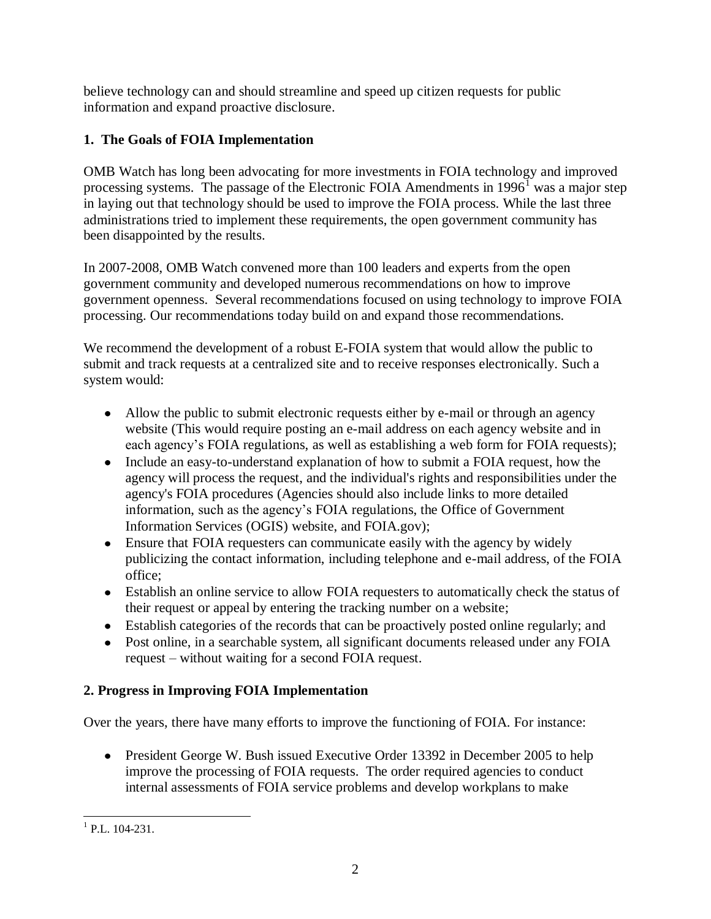believe technology can and should streamline and speed up citizen requests for public information and expand proactive disclosure.

## 1. The Goals of FOIA Implementation

OMB Watch has long been advocating for more investments in FOIA technology and improved processing systems. The passage of the Electronic FOIA Amendments in 1996[1] was a major step in laying out that technology should be used to improve the FOIA process. While the last three administrations tried to implement these requirements, the open government community has been disappointed by the results.

In 2007-2008, OMB Watch convened more than 100 leaders and experts from the open government community and developed numerous recommendations on how to improve government openness. Several recommendations focused on using technology to improve FOIA processing. Our recommendations today build on and expand those recommendations.

We recommend the development of a robust E-FOIA system that would allow the public to submit and track requests at a centralized site and to receive responses electronically. Such a system would:

- Allow the public to submit electronic requests either by e-mail or through an agency website (This would require posting an e-mail address on each agency website and in each agency's FOIA regulations, as well as establishing a web form for FOIA requests);
- Include an easy-to-understand explanation of how to submit a FOIA request, how the agency will process the request, and the individual's rights and responsibilities under the agency's FOIA procedures (Agencies should also include links to more detailed information, such as the agency's FOIA regulations, the Office of Government Information Services (OGIS) website, and FOIA.gov);
- Ensure that FOIA requesters can communicate easily with the agency by widely publicizing the contact information, including telephone and e-mail address, of the FOIA office;
- Establish an online service to allow FOIA requesters to automatically check the status of their request or appeal by entering the tracking number on a website;
- Establish categories of the records that can be proactively posted online regularly; and
- Post online, in a searchable system, all significant documents released under any FOIA request – without waiting for a second FOIA request.

## 2. Progress in Improving FOIA Implementation

Over the years, there have many efforts to improve the functioning of FOIA. For instance:

- President George W. Bush issued Executive Order 13392 in December 2005 to help improve the processing of FOIA requests. The order required agencies to conduct internal assessments of FOIA service problems and develop workplans to make

[1] P.L. 104-231.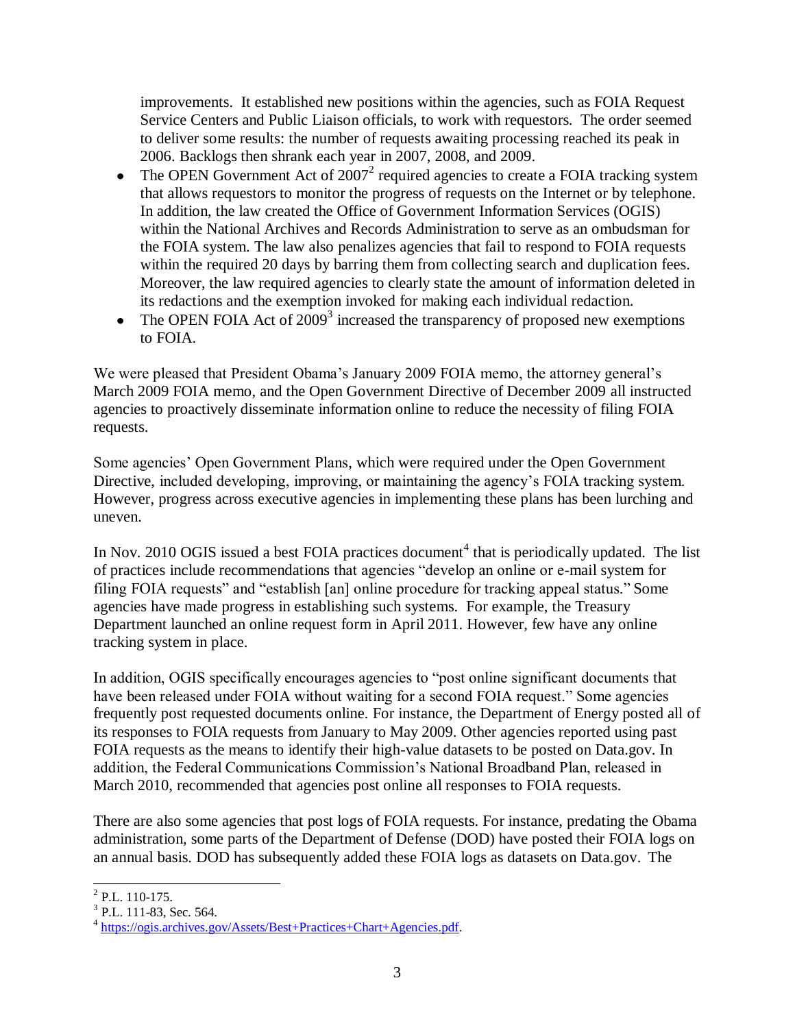improvements. It established new positions within the agencies, such as FOIA Request Service Centers and Public Liaison officials, to work with requestors. The order seemed to deliver some results: the number of requests awaiting processing reached its peak in 2006. Backlogs then shrank each year in 2007, 2008, and 2009.

- The OPEN Government Act of 2007[2] required agencies to create a FOIA tracking system that allows requestors to monitor the progress of requests on the Internet or by telephone. In addition, the law created the Office of Government Information Services (OGIS) within the National Archives and Records Administration to serve as an ombudsman for the FOIA system. The law also penalizes agencies that fail to respond to FOIA requests within the required 20 days by barring them from collecting search and duplication fees. Moreover, the law required agencies to clearly state the amount of information deleted in its redactions and the exemption invoked for making each individual redaction.
- The OPEN FOIA Act of 2009[3] increased the transparency of proposed new exemptions to FOIA.

We were pleased that President Obama's January 2009 FOIA memo, the attorney general's March 2009 FOIA memo, and the Open Government Directive of December 2009 all instructed agencies to proactively disseminate information online to reduce the necessity of filing FOIA requests.

Some agencies' Open Government Plans, which were required under the Open Government Directive, included developing, improving, or maintaining the agency's FOIA tracking system. However, progress across executive agencies in implementing these plans has been lurching and uneven.

In Nov. 2010 OGIS issued a best FOIA practices document[4] that is periodically updated. The list of practices include recommendations that agencies "develop an online or e-mail system for filing FOIA requests" and "establish [an] online procedure for tracking appeal status." Some agencies have made progress in establishing such systems. For example, the Treasury Department launched an online request form in April 2011. However, few have any online tracking system in place.

In addition, OGIS specifically encourages agencies to "post online significant documents that have been released under FOIA without waiting for a second FOIA request." Some agencies frequently post requested documents online. For instance, the Department of Energy posted all of its responses to FOIA requests from January to May 2009. Other agencies reported using past FOIA requests as the means to identify their high-value datasets to be posted on Data.gov. In addition, the Federal Communications Commission's National Broadband Plan, released in March 2010, recommended that agencies post online all responses to FOIA requests.

There are also some agencies that post logs of FOIA requests. For instance, predating the Obama administration, some parts of the Department of Defense (DOD) have posted their FOIA logs on an annual basis. DOD has subsequently added these FOIA logs as datasets on Data.gov. The

---

[2] P.L. 110-175.

[3] P.L. 111-83, Sec. 564.

[4] https://ogis.archives.gov/Assets/Best+Practices+Chart+Agencies.pdf.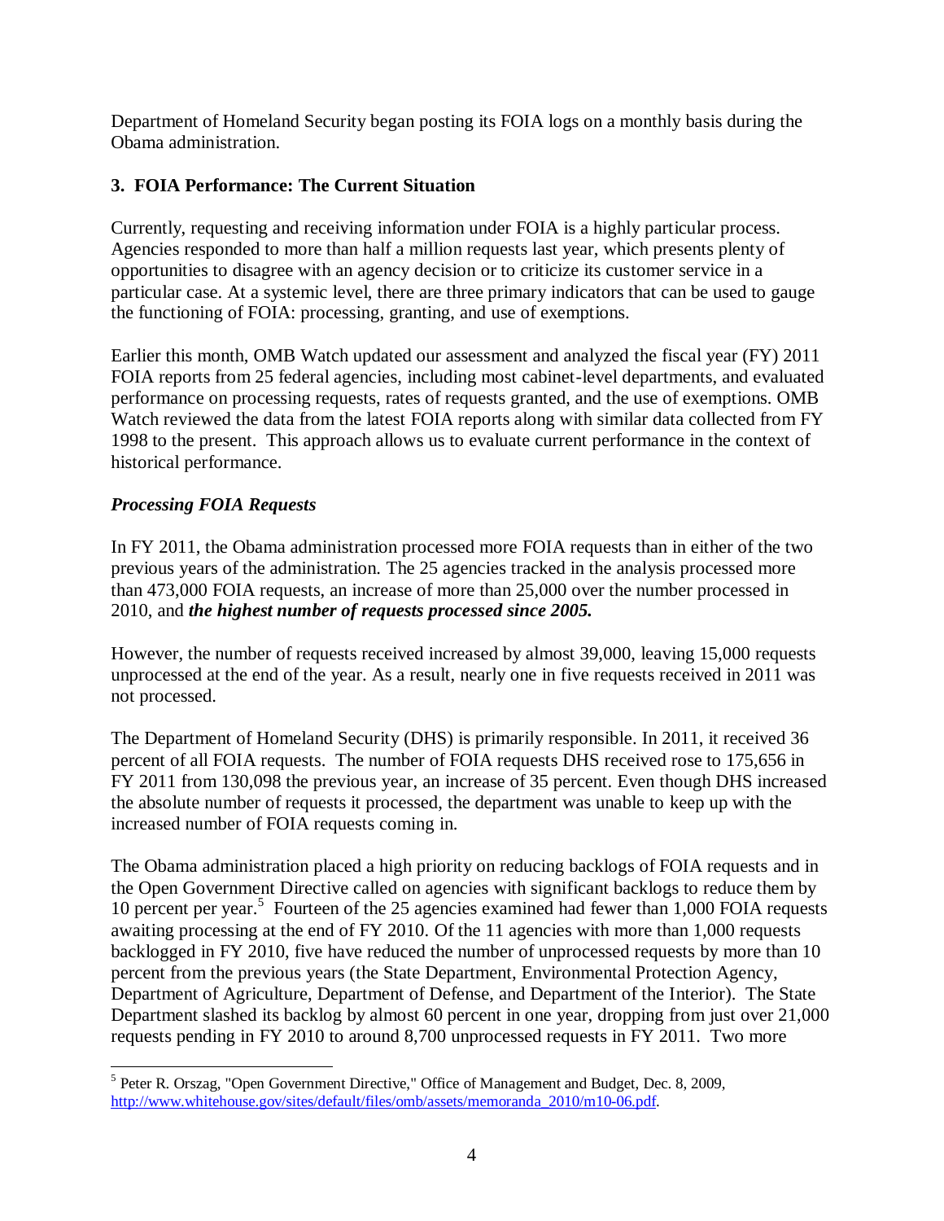Department of Homeland Security began posting its FOIA logs on a monthly basis during the Obama administration.

### 3. FOIA Performance: The Current Situation

Currently, requesting and receiving information under FOIA is a highly particular process. Agencies responded to more than half a million requests last year, which presents plenty of opportunities to disagree with an agency decision or to criticize its customer service in a particular case. At a systemic level, there are three primary indicators that can be used to gauge the functioning of FOIA: processing, granting, and use of exemptions.

Earlier this month, OMB Watch updated our assessment and analyzed the fiscal year (FY) 2011 FOIA reports from 25 federal agencies, including most cabinet-level departments, and evaluated performance on processing requests, rates of requests granted, and the use of exemptions. OMB Watch reviewed the data from the latest FOIA reports along with similar data collected from FY 1998 to the present. This approach allows us to evaluate current performance in the context of historical performance.

#### *Processing FOIA Requests*

In FY 2011, the Obama administration processed more FOIA requests than in either of the two previous years of the administration. The 25 agencies tracked in the analysis processed more than 473,000 FOIA requests, an increase of more than 25,000 over the number processed in 2010, and ***the highest number of requests processed since 2005.***

However, the number of requests received increased by almost 39,000, leaving 15,000 requests unprocessed at the end of the year. As a result, nearly one in five requests received in 2011 was not processed.

The Department of Homeland Security (DHS) is primarily responsible. In 2011, it received 36 percent of all FOIA requests. The number of FOIA requests DHS received rose to 175,656 in FY 2011 from 130,098 the previous year, an increase of 35 percent. Even though DHS increased the absolute number of requests it processed, the department was unable to keep up with the increased number of FOIA requests coming in.

The Obama administration placed a high priority on reducing backlogs of FOIA requests and in the Open Government Directive called on agencies with significant backlogs to reduce them by 10 percent per year.[5] Fourteen of the 25 agencies examined had fewer than 1,000 FOIA requests awaiting processing at the end of FY 2010. Of the 11 agencies with more than 1,000 requests backlogged in FY 2010, five have reduced the number of unprocessed requests by more than 10 percent from the previous years (the State Department, Environmental Protection Agency, Department of Agriculture, Department of Defense, and Department of the Interior). The State Department slashed its backlog by almost 60 percent in one year, dropping from just over 21,000 requests pending in FY 2010 to around 8,700 unprocessed requests in FY 2011. Two more

---

[5] Peter R. Orszag, "Open Government Directive," Office of Management and Budget, Dec. 8, 2009, http://www.whitehouse.gov/sites/default/files/omb/assets/memoranda_2010/m10-06.pdf.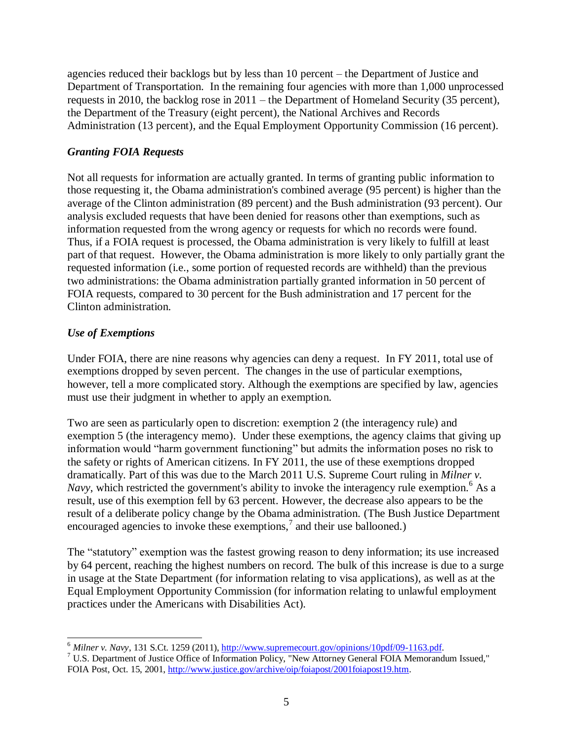agencies reduced their backlogs but by less than 10 percent – the Department of Justice and Department of Transportation. In the remaining four agencies with more than 1,000 unprocessed requests in 2010, the backlog rose in 2011 – the Department of Homeland Security (35 percent), the Department of the Treasury (eight percent), the National Archives and Records Administration (13 percent), and the Equal Employment Opportunity Commission (16 percent).

### *Granting FOIA Requests*

Not all requests for information are actually granted. In terms of granting public information to those requesting it, the Obama administration's combined average (95 percent) is higher than the average of the Clinton administration (89 percent) and the Bush administration (93 percent). Our analysis excluded requests that have been denied for reasons other than exemptions, such as information requested from the wrong agency or requests for which no records were found. Thus, if a FOIA request is processed, the Obama administration is very likely to fulfill at least part of that request. However, the Obama administration is more likely to only partially grant the requested information (i.e., some portion of requested records are withheld) than the previous two administrations: the Obama administration partially granted information in 50 percent of FOIA requests, compared to 30 percent for the Bush administration and 17 percent for the Clinton administration.

### *Use of Exemptions*

Under FOIA, there are nine reasons why agencies can deny a request. In FY 2011, total use of exemptions dropped by seven percent. The changes in the use of particular exemptions, however, tell a more complicated story. Although the exemptions are specified by law, agencies must use their judgment in whether to apply an exemption.

Two are seen as particularly open to discretion: exemption 2 (the interagency rule) and exemption 5 (the interagency memo). Under these exemptions, the agency claims that giving up information would "harm government functioning" but admits the information poses no risk to the safety or rights of American citizens. In FY 2011, the use of these exemptions dropped dramatically. Part of this was due to the March 2011 U.S. Supreme Court ruling in *Milner v. Navy*, which restricted the government's ability to invoke the interagency rule exemption.[6] As a result, use of this exemption fell by 63 percent. However, the decrease also appears to be the result of a deliberate policy change by the Obama administration. (The Bush Justice Department encouraged agencies to invoke these exemptions,[7] and their use ballooned.)

The "statutory" exemption was the fastest growing reason to deny information; its use increased by 64 percent, reaching the highest numbers on record. The bulk of this increase is due to a surge in usage at the State Department (for information relating to visa applications), as well as at the Equal Employment Opportunity Commission (for information relating to unlawful employment practices under the Americans with Disabilities Act).

---

[6] *Milner v. Navy*, 131 S.Ct. 1259 (2011), http://www.supremecourt.gov/opinions/10pdf/09-1163.pdf.

[7] U.S. Department of Justice Office of Information Policy, "New Attorney General FOIA Memorandum Issued," FOIA Post, Oct. 15, 2001, http://www.justice.gov/archive/oip/foiapost/2001foiapost19.htm.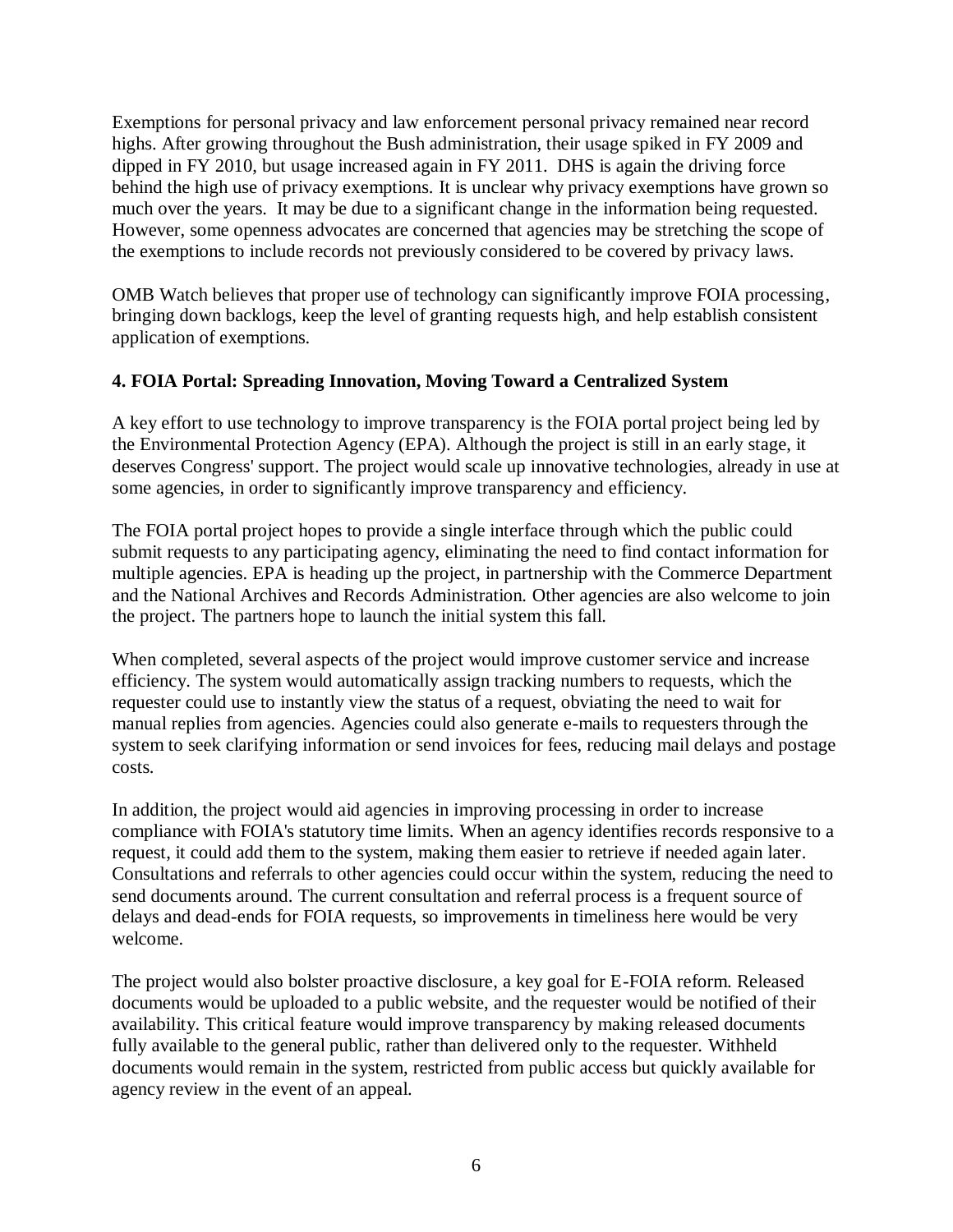Exemptions for personal privacy and law enforcement personal privacy remained near record highs. After growing throughout the Bush administration, their usage spiked in FY 2009 and dipped in FY 2010, but usage increased again in FY 2011. DHS is again the driving force behind the high use of privacy exemptions. It is unclear why privacy exemptions have grown so much over the years. It may be due to a significant change in the information being requested. However, some openness advocates are concerned that agencies may be stretching the scope of the exemptions to include records not previously considered to be covered by privacy laws.

OMB Watch believes that proper use of technology can significantly improve FOIA processing, bringing down backlogs, keep the level of granting requests high, and help establish consistent application of exemptions.

### 4. FOIA Portal: Spreading Innovation, Moving Toward a Centralized System

A key effort to use technology to improve transparency is the FOIA portal project being led by the Environmental Protection Agency (EPA). Although the project is still in an early stage, it deserves Congress' support. The project would scale up innovative technologies, already in use at some agencies, in order to significantly improve transparency and efficiency.

The FOIA portal project hopes to provide a single interface through which the public could submit requests to any participating agency, eliminating the need to find contact information for multiple agencies. EPA is heading up the project, in partnership with the Commerce Department and the National Archives and Records Administration. Other agencies are also welcome to join the project. The partners hope to launch the initial system this fall.

When completed, several aspects of the project would improve customer service and increase efficiency. The system would automatically assign tracking numbers to requests, which the requester could use to instantly view the status of a request, obviating the need to wait for manual replies from agencies. Agencies could also generate e-mails to requesters through the system to seek clarifying information or send invoices for fees, reducing mail delays and postage costs.

In addition, the project would aid agencies in improving processing in order to increase compliance with FOIA's statutory time limits. When an agency identifies records responsive to a request, it could add them to the system, making them easier to retrieve if needed again later. Consultations and referrals to other agencies could occur within the system, reducing the need to send documents around. The current consultation and referral process is a frequent source of delays and dead-ends for FOIA requests, so improvements in timeliness here would be very welcome.

The project would also bolster proactive disclosure, a key goal for E-FOIA reform. Released documents would be uploaded to a public website, and the requester would be notified of their availability. This critical feature would improve transparency by making released documents fully available to the general public, rather than delivered only to the requester. Withheld documents would remain in the system, restricted from public access but quickly available for agency review in the event of an appeal.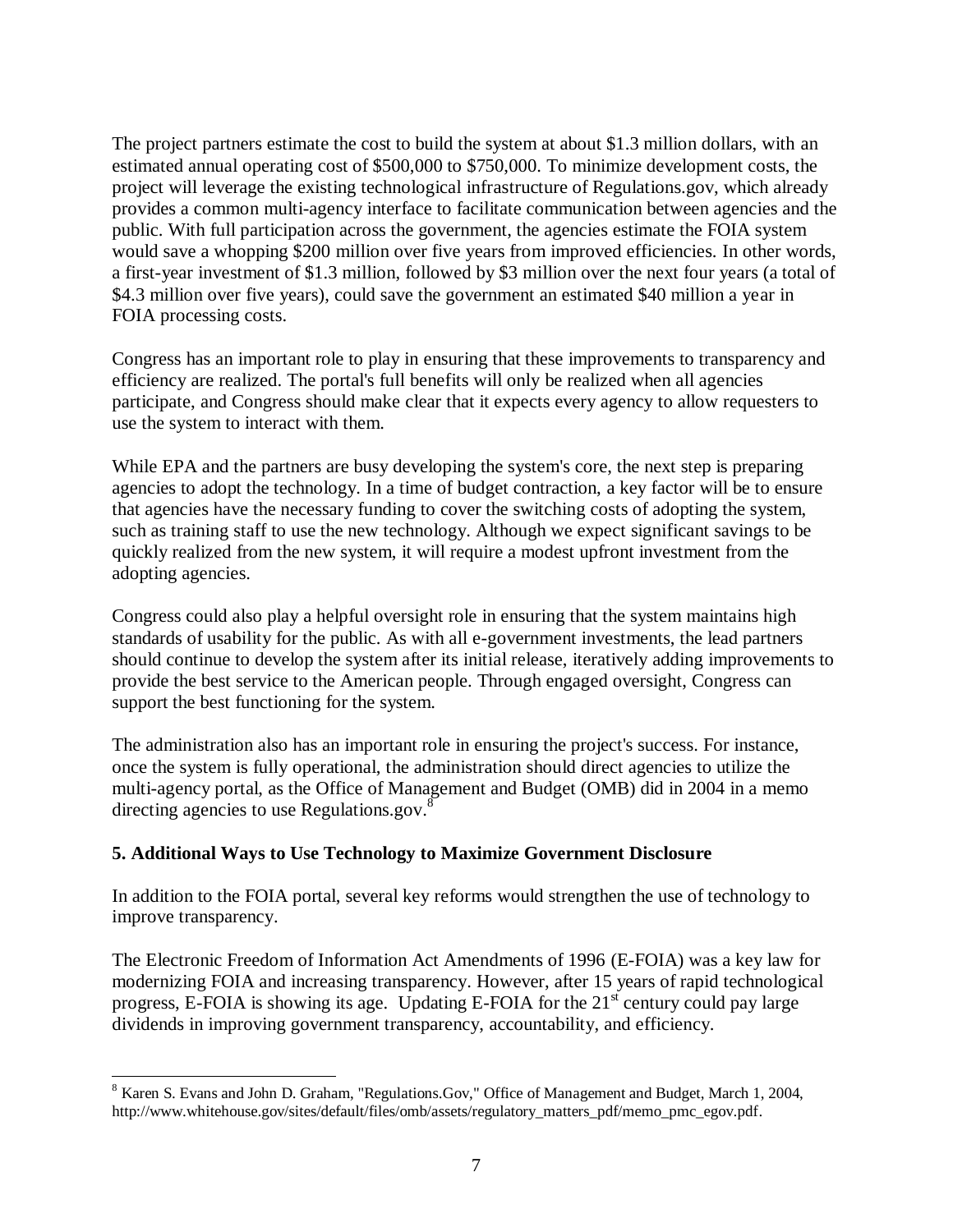The project partners estimate the cost to build the system at about $1.3 million dollars, with an estimated annual operating cost of $500,000 to $750,000. To minimize development costs, the project will leverage the existing technological infrastructure of Regulations.gov, which already provides a common multi-agency interface to facilitate communication between agencies and the public. With full participation across the government, the agencies estimate the FOIA system would save a whopping $200 million over five years from improved efficiencies. In other words, a first-year investment of $1.3 million, followed by $3 million over the next four years (a total of $4.3 million over five years), could save the government an estimated $40 million a year in FOIA processing costs.

Congress has an important role to play in ensuring that these improvements to transparency and efficiency are realized. The portal's full benefits will only be realized when all agencies participate, and Congress should make clear that it expects every agency to allow requesters to use the system to interact with them.

While EPA and the partners are busy developing the system's core, the next step is preparing agencies to adopt the technology. In a time of budget contraction, a key factor will be to ensure that agencies have the necessary funding to cover the switching costs of adopting the system, such as training staff to use the new technology. Although we expect significant savings to be quickly realized from the new system, it will require a modest upfront investment from the adopting agencies.

Congress could also play a helpful oversight role in ensuring that the system maintains high standards of usability for the public. As with all e-government investments, the lead partners should continue to develop the system after its initial release, iteratively adding improvements to provide the best service to the American people. Through engaged oversight, Congress can support the best functioning for the system.

The administration also has an important role in ensuring the project's success. For instance, once the system is fully operational, the administration should direct agencies to utilize the multi-agency portal, as the Office of Management and Budget (OMB) did in 2004 in a memo directing agencies to use Regulations.gov.[8]

**5. Additional Ways to Use Technology to Maximize Government Disclosure**

In addition to the FOIA portal, several key reforms would strengthen the use of technology to improve transparency.

The Electronic Freedom of Information Act Amendments of 1996 (E-FOIA) was a key law for modernizing FOIA and increasing transparency. However, after 15 years of rapid technological progress, E-FOIA is showing its age. Updating E-FOIA for the 21st century could pay large dividends in improving government transparency, accountability, and efficiency.

---

[8] Karen S. Evans and John D. Graham, "Regulations.Gov," Office of Management and Budget, March 1, 2004, http://www.whitehouse.gov/sites/default/files/omb/assets/regulatory_matters_pdf/memo_pmc_egov.pdf.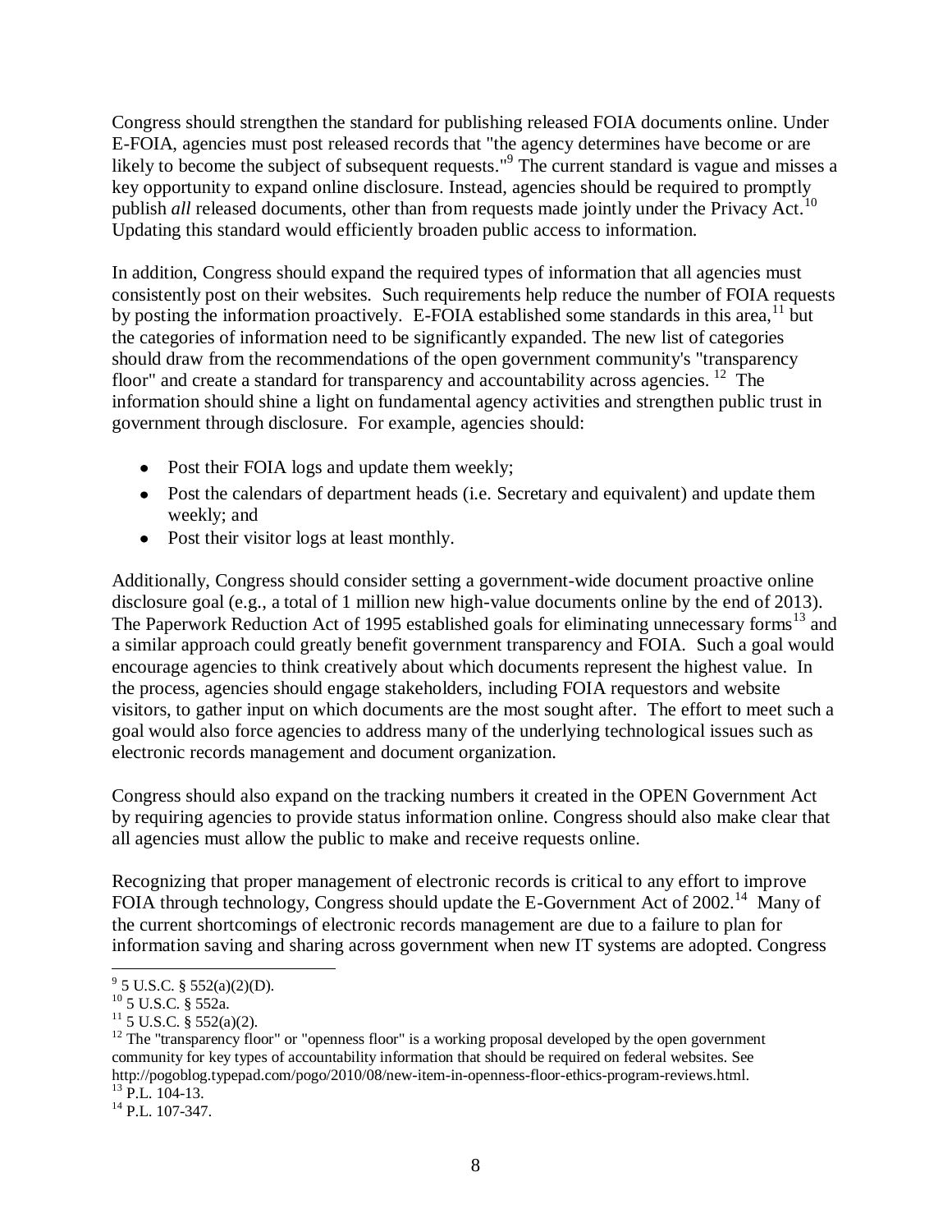Congress should strengthen the standard for publishing released FOIA documents online. Under E-FOIA, agencies must post released records that "the agency determines have become or are likely to become the subject of subsequent requests."[9] The current standard is vague and misses a key opportunity to expand online disclosure. Instead, agencies should be required to promptly publish *all* released documents, other than from requests made jointly under the Privacy Act.[10] Updating this standard would efficiently broaden public access to information.

In addition, Congress should expand the required types of information that all agencies must consistently post on their websites. Such requirements help reduce the number of FOIA requests by posting the information proactively. E-FOIA established some standards in this area,[11] but the categories of information need to be significantly expanded. The new list of categories should draw from the recommendations of the open government community's "transparency floor" and create a standard for transparency and accountability across agencies.[12] The information should shine a light on fundamental agency activities and strengthen public trust in government through disclosure. For example, agencies should:

- Post their FOIA logs and update them weekly;
- Post the calendars of department heads (i.e. Secretary and equivalent) and update them weekly; and
- Post their visitor logs at least monthly.

Additionally, Congress should consider setting a government-wide document proactive online disclosure goal (e.g., a total of 1 million new high-value documents online by the end of 2013). The Paperwork Reduction Act of 1995 established goals for eliminating unnecessary forms[13] and a similar approach could greatly benefit government transparency and FOIA. Such a goal would encourage agencies to think creatively about which documents represent the highest value. In the process, agencies should engage stakeholders, including FOIA requestors and website visitors, to gather input on which documents are the most sought after. The effort to meet such a goal would also force agencies to address many of the underlying technological issues such as electronic records management and document organization.

Congress should also expand on the tracking numbers it created in the OPEN Government Act by requiring agencies to provide status information online. Congress should also make clear that all agencies must allow the public to make and receive requests online.

Recognizing that proper management of electronic records is critical to any effort to improve FOIA through technology, Congress should update the E-Government Act of 2002.[14] Many of the current shortcomings of electronic records management are due to a failure to plan for information saving and sharing across government when new IT systems are adopted. Congress

---

[9] 5 U.S.C. § 552(a)(2)(D).

[10] 5 U.S.C. § 552a.

[11] 5 U.S.C. § 552(a)(2).

[12] The "transparency floor" or "openness floor" is a working proposal developed by the open government community for key types of accountability information that should be required on federal websites. See http://pogoblog.typepad.com/pogo/2010/08/new-item-in-openness-floor-ethics-program-reviews.html.

[13] P.L. 104-13.

[14] P.L. 107-347.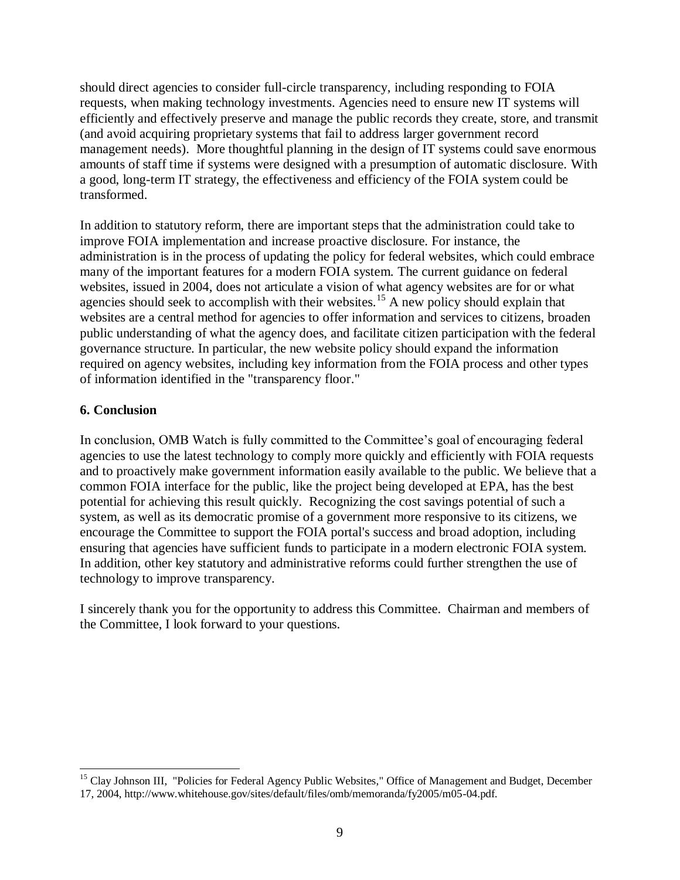should direct agencies to consider full-circle transparency, including responding to FOIA requests, when making technology investments. Agencies need to ensure new IT systems will efficiently and effectively preserve and manage the public records they create, store, and transmit (and avoid acquiring proprietary systems that fail to address larger government record management needs). More thoughtful planning in the design of IT systems could save enormous amounts of staff time if systems were designed with a presumption of automatic disclosure. With a good, long-term IT strategy, the effectiveness and efficiency of the FOIA system could be transformed.

In addition to statutory reform, there are important steps that the administration could take to improve FOIA implementation and increase proactive disclosure. For instance, the administration is in the process of updating the policy for federal websites, which could embrace many of the important features for a modern FOIA system. The current guidance on federal websites, issued in 2004, does not articulate a vision of what agency websites are for or what agencies should seek to accomplish with their websites.[15] A new policy should explain that websites are a central method for agencies to offer information and services to citizens, broaden public understanding of what the agency does, and facilitate citizen participation with the federal governance structure. In particular, the new website policy should expand the information required on agency websites, including key information from the FOIA process and other types of information identified in the "transparency floor."

### 6. Conclusion

In conclusion, OMB Watch is fully committed to the Committee's goal of encouraging federal agencies to use the latest technology to comply more quickly and efficiently with FOIA requests and to proactively make government information easily available to the public. We believe that a common FOIA interface for the public, like the project being developed at EPA, has the best potential for achieving this result quickly. Recognizing the cost savings potential of such a system, as well as its democratic promise of a government more responsive to its citizens, we encourage the Committee to support the FOIA portal's success and broad adoption, including ensuring that agencies have sufficient funds to participate in a modern electronic FOIA system. In addition, other key statutory and administrative reforms could further strengthen the use of technology to improve transparency.

I sincerely thank you for the opportunity to address this Committee. Chairman and members of the Committee, I look forward to your questions.

---

[15] Clay Johnson III, "Policies for Federal Agency Public Websites," Office of Management and Budget, December 17, 2004, http://www.whitehouse.gov/sites/default/files/omb/memoranda/fy2005/m05-04.pdf.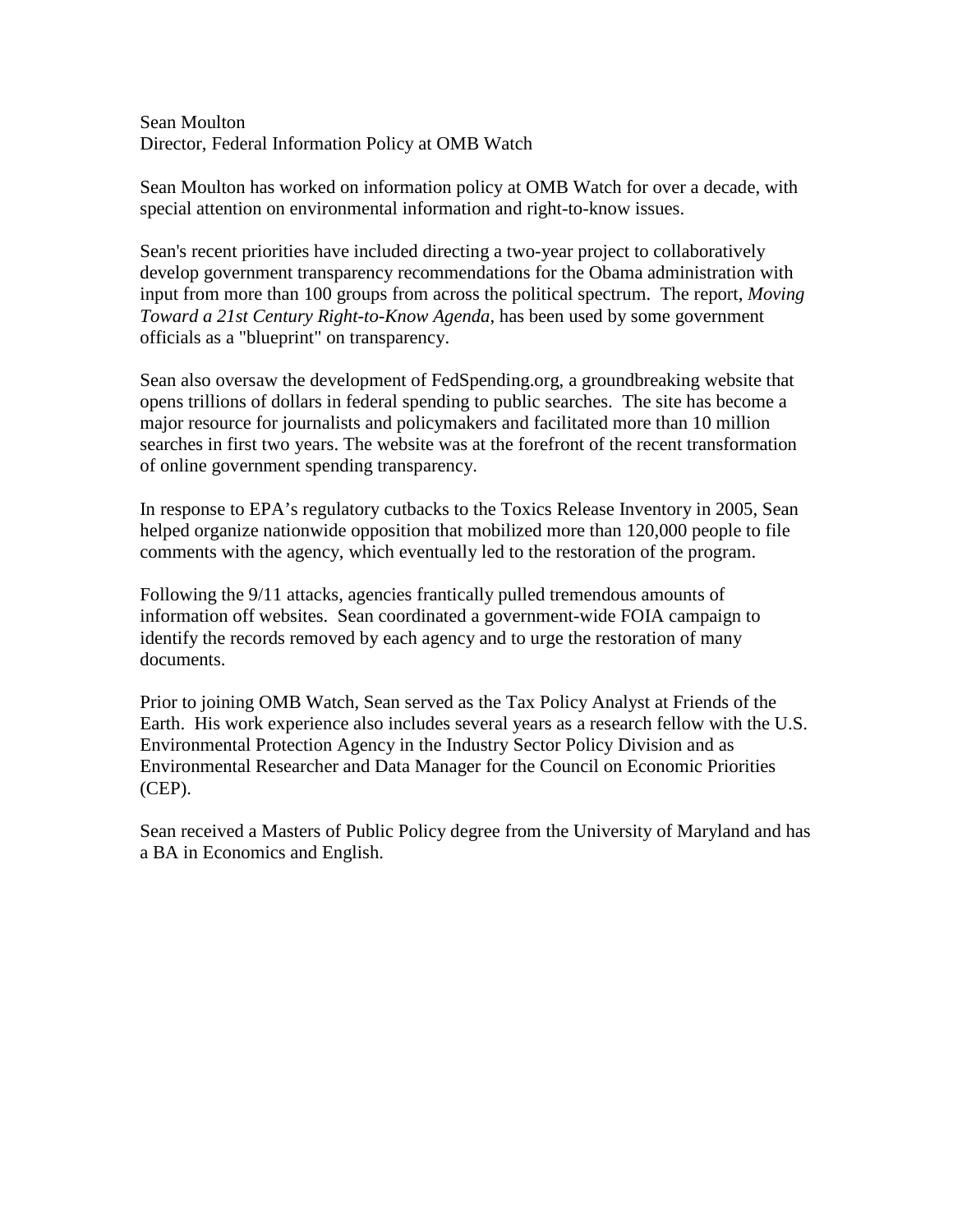Sean Moulton
Director, Federal Information Policy at OMB Watch

Sean Moulton has worked on information policy at OMB Watch for over a decade, with special attention on environmental information and right-to-know issues.

Sean's recent priorities have included directing a two-year project to collaboratively develop government transparency recommendations for the Obama administration with input from more than 100 groups from across the political spectrum. The report, *Moving Toward a 21st Century Right-to-Know Agenda*, has been used by some government officials as a "blueprint" on transparency.

Sean also oversaw the development of FedSpending.org, a groundbreaking website that opens trillions of dollars in federal spending to public searches. The site has become a major resource for journalists and policymakers and facilitated more than 10 million searches in first two years. The website was at the forefront of the recent transformation of online government spending transparency.

In response to EPA's regulatory cutbacks to the Toxics Release Inventory in 2005, Sean helped organize nationwide opposition that mobilized more than 120,000 people to file comments with the agency, which eventually led to the restoration of the program.

Following the 9/11 attacks, agencies frantically pulled tremendous amounts of information off websites. Sean coordinated a government-wide FOIA campaign to identify the records removed by each agency and to urge the restoration of many documents.

Prior to joining OMB Watch, Sean served as the Tax Policy Analyst at Friends of the Earth. His work experience also includes several years as a research fellow with the U.S. Environmental Protection Agency in the Industry Sector Policy Division and as Environmental Researcher and Data Manager for the Council on Economic Priorities (CEP).

Sean received a Masters of Public Policy degree from the University of Maryland and has a BA in Economics and English.